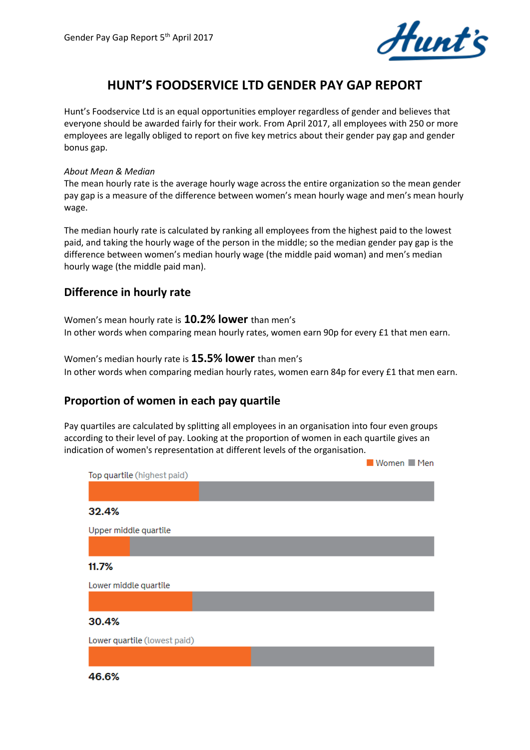Gender Pay Gap Report 5th April 2017

# HUNT'S FOODSERVICE LTD GENDER PAY GAP REPORT

Hunt's Foodservice Ltd is an equal opportunities employer regardless of gender and believes that everyone should be awarded fairly for their work. From April 2017, all employees with 250 or more employees are legally obliged to report on five key metrics about their gender pay gap and gender bonus gap.

*About Mean & Median*

The mean hourly rate is the average hourly wage across the entire organization so the mean gender pay gap is a measure of the difference between women's mean hourly wage and men's mean hourly wage.

The median hourly rate is calculated by ranking all employees from the highest paid to the lowest paid, and taking the hourly wage of the person in the middle; so the median gender pay gap is the difference between women's median hourly wage (the middle paid woman) and men's median hourly wage (the middle paid man).

## Difference in hourly rate

Women's mean hourly rate is **10.2% lower** than men's
In other words when comparing mean hourly rates, women earn 90p for every £1 that men earn.

Women's median hourly rate is **15.5% lower** than men's
In other words when comparing median hourly rates, women earn 84p for every £1 that men earn.

## Proportion of women in each pay quartile

Pay quartiles are calculated by splitting all employees in an organisation into four even groups according to their level of pay. Looking at the proportion of women in each quartile gives an indication of women's representation at different levels of the organisation.

Women Men

Top quartile (highest paid)

**32.4%**

Upper middle quartile

**11.7%**

Lower middle quartile

**30.4%**

Lower quartile (lowest paid)

**46.6%**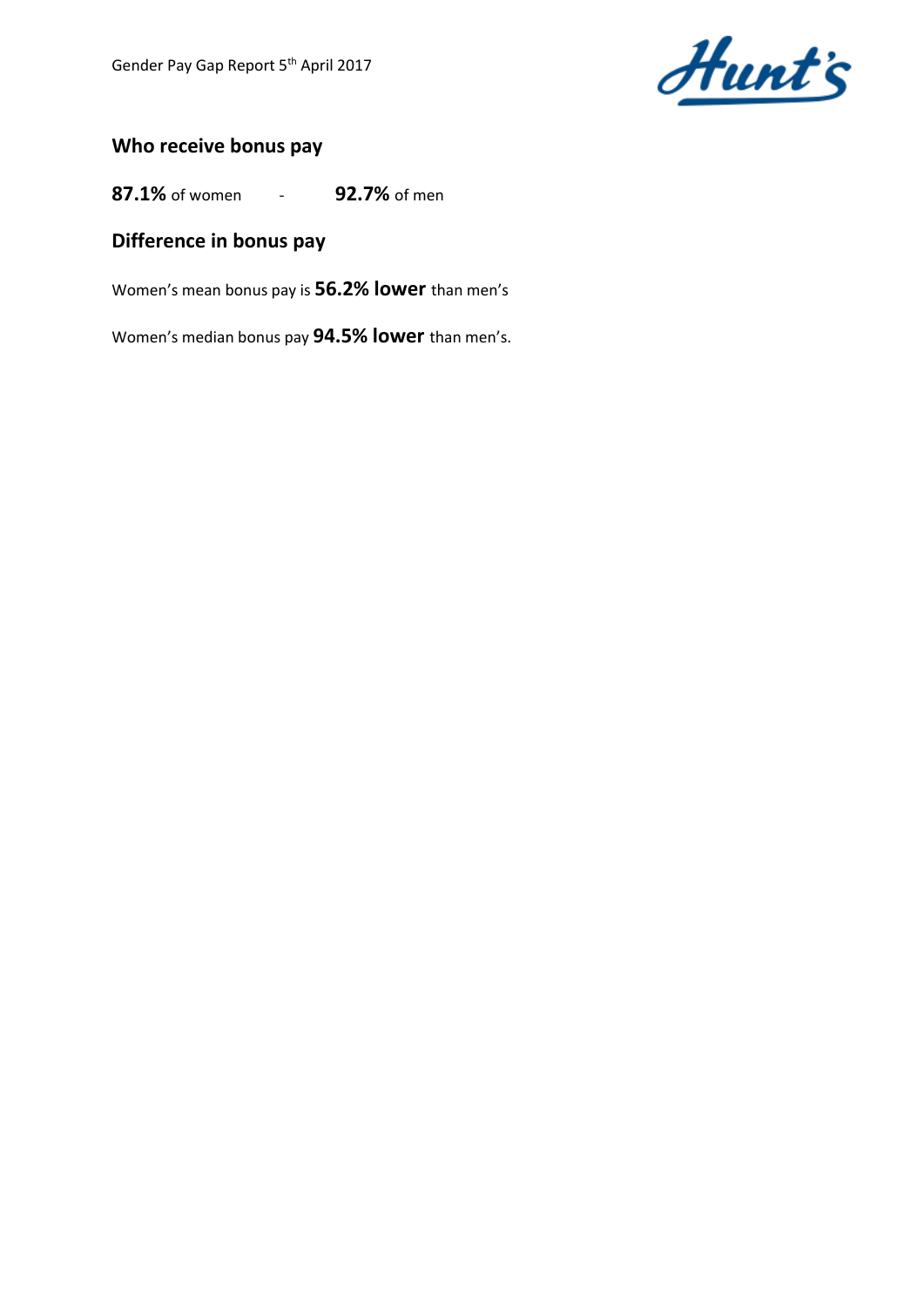## Who receive bonus pay

**87.1%** of women - **92.7%** of men

## Difference in bonus pay

Women's mean bonus pay is **56.2% lower** than men's

Women's median bonus pay **94.5% lower** than men's.